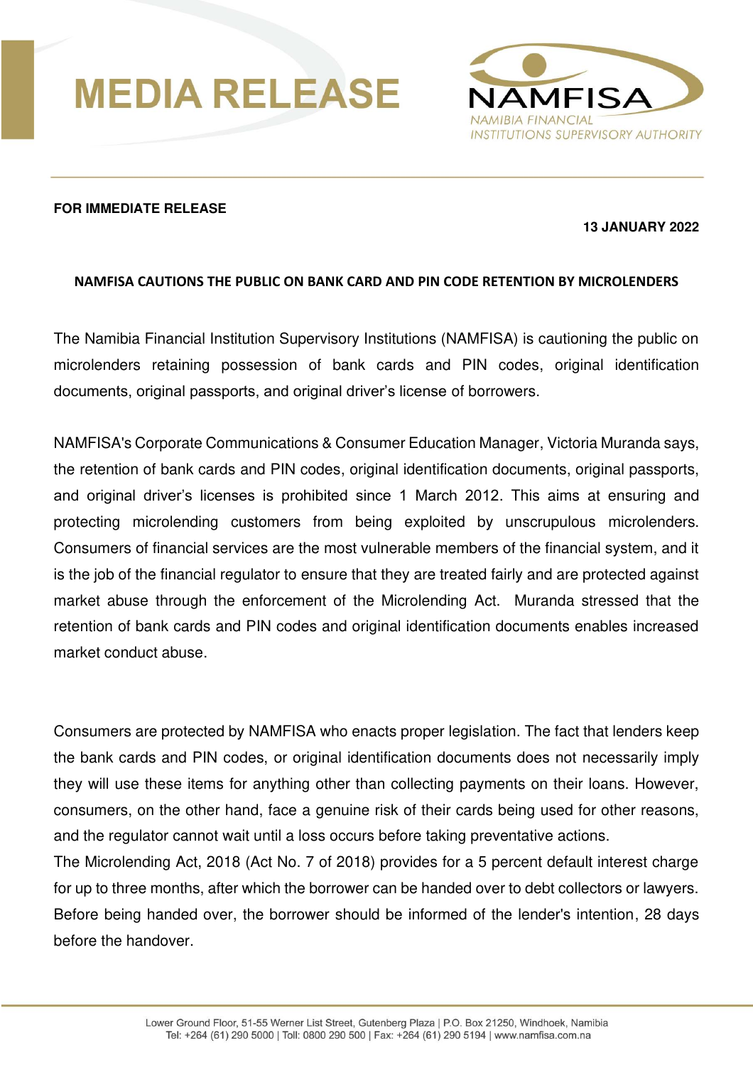# MEDIA RELEASE

**FOR IMMEDIATE RELEASE**

**13 JANUARY 2022**

## NAMFISA CAUTIONS THE PUBLIC ON BANK CARD AND PIN CODE RETENTION BY MICROLENDERS

The Namibia Financial Institution Supervisory Institutions (NAMFISA) is cautioning the public on microlenders retaining possession of bank cards and PIN codes, original identification documents, original passports, and original driver's license of borrowers.

NAMFISA's Corporate Communications & Consumer Education Manager, Victoria Muranda says, the retention of bank cards and PIN codes, original identification documents, original passports, and original driver's licenses is prohibited since 1 March 2012. This aims at ensuring and protecting microlending customers from being exploited by unscrupulous microlenders. Consumers of financial services are the most vulnerable members of the financial system, and it is the job of the financial regulator to ensure that they are treated fairly and are protected against market abuse through the enforcement of the Microlending Act. Muranda stressed that the retention of bank cards and PIN codes and original identification documents enables increased market conduct abuse.

Consumers are protected by NAMFISA who enacts proper legislation. The fact that lenders keep the bank cards and PIN codes, or original identification documents does not necessarily imply they will use these items for anything other than collecting payments on their loans. However, consumers, on the other hand, face a genuine risk of their cards being used for other reasons, and the regulator cannot wait until a loss occurs before taking preventative actions.

The Microlending Act, 2018 (Act No. 7 of 2018) provides for a 5 percent default interest charge for up to three months, after which the borrower can be handed over to debt collectors or lawyers. Before being handed over, the borrower should be informed of the lender's intention, 28 days before the handover.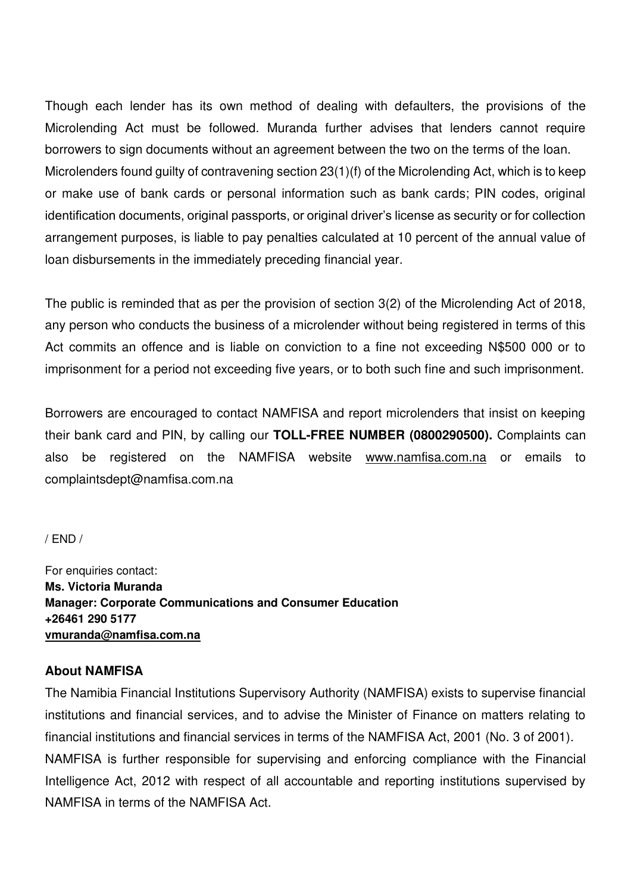Though each lender has its own method of dealing with defaulters, the provisions of the Microlending Act must be followed. Muranda further advises that lenders cannot require borrowers to sign documents without an agreement between the two on the terms of the loan. Microlenders found guilty of contravening section 23(1)(f) of the Microlending Act, which is to keep or make use of bank cards or personal information such as bank cards; PIN codes, original identification documents, original passports, or original driver's license as security or for collection arrangement purposes, is liable to pay penalties calculated at 10 percent of the annual value of loan disbursements in the immediately preceding financial year.

The public is reminded that as per the provision of section 3(2) of the Microlending Act of 2018, any person who conducts the business of a microlender without being registered in terms of this Act commits an offence and is liable on conviction to a fine not exceeding N$500 000 or to imprisonment for a period not exceeding five years, or to both such fine and such imprisonment.

Borrowers are encouraged to contact NAMFISA and report microlenders that insist on keeping their bank card and PIN, by calling our **TOLL-FREE NUMBER (0800290500).** Complaints can also be registered on the NAMFISA website www.namfisa.com.na or emails to complaintsdept@namfisa.com.na

/ END /

For enquiries contact:
**Ms. Victoria Muranda**
**Manager: Corporate Communications and Consumer Education**
**+26461 290 5177**
**vmuranda@namfisa.com.na**

## About NAMFISA

The Namibia Financial Institutions Supervisory Authority (NAMFISA) exists to supervise financial institutions and financial services, and to advise the Minister of Finance on matters relating to financial institutions and financial services in terms of the NAMFISA Act, 2001 (No. 3 of 2001).
NAMFISA is further responsible for supervising and enforcing compliance with the Financial Intelligence Act, 2012 with respect of all accountable and reporting institutions supervised by NAMFISA in terms of the NAMFISA Act.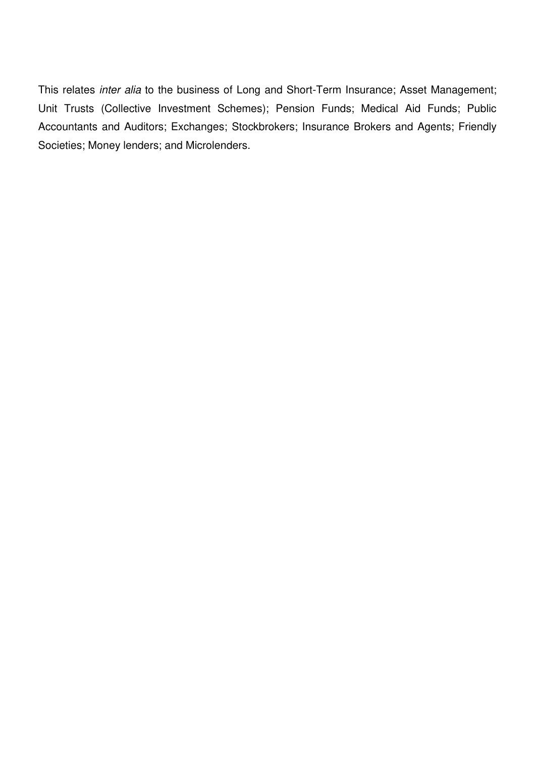This relates *inter alia* to the business of Long and Short-Term Insurance; Asset Management; Unit Trusts (Collective Investment Schemes); Pension Funds; Medical Aid Funds; Public Accountants and Auditors; Exchanges; Stockbrokers; Insurance Brokers and Agents; Friendly Societies; Money lenders; and Microlenders.